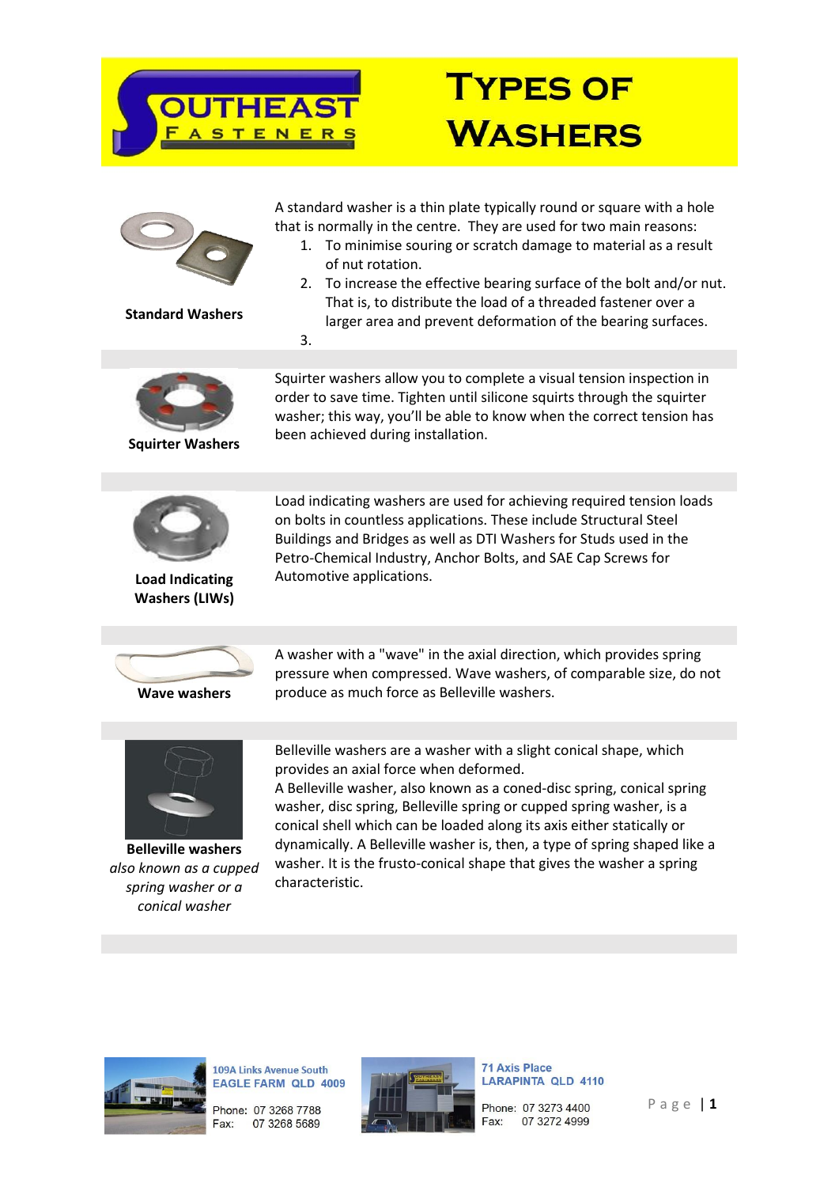# Types of Washers

**Standard Washers**

A standard washer is a thin plate typically round or square with a hole that is normally in the centre. They are used for two main reasons:

1. To minimise souring or scratch damage to material as a result of nut rotation.
2. To increase the effective bearing surface of the bolt and/or nut. That is, to distribute the load of a threaded fastener over a larger area and prevent deformation of the bearing surfaces.
3.

**Squirter Washers**

Squirter washers allow you to complete a visual tension inspection in order to save time. Tighten until silicone squirts through the squirter washer; this way, you'll be able to know when the correct tension has been achieved during installation.

**Load Indicating Washers (LIWs)**

Load indicating washers are used for achieving required tension loads on bolts in countless applications. These include Structural Steel Buildings and Bridges as well as DTI Washers for Studs used in the Petro-Chemical Industry, Anchor Bolts, and SAE Cap Screws for Automotive applications.

**Wave washers**

A washer with a "wave" in the axial direction, which provides spring pressure when compressed. Wave washers, of comparable size, do not produce as much force as Belleville washers.

**Belleville washers**
*also known as a cupped spring washer or a conical washer*

Belleville washers are a washer with a slight conical shape, which provides an axial force when deformed.
A Belleville washer, also known as a coned-disc spring, conical spring washer, disc spring, Belleville spring or cupped spring washer, is a conical shell which can be loaded along its axis either statically or dynamically. A Belleville washer is, then, a type of spring shaped like a washer. It is the frusto-conical shape that gives the washer a spring characteristic.

109A Links Avenue South
EAGLE FARM QLD 4009
Phone: 07 3268 7788
Fax: 07 3268 5689

71 Axis Place
LARAPINTA QLD 4110
Phone: 07 3273 4400
Fax: 07 3272 4999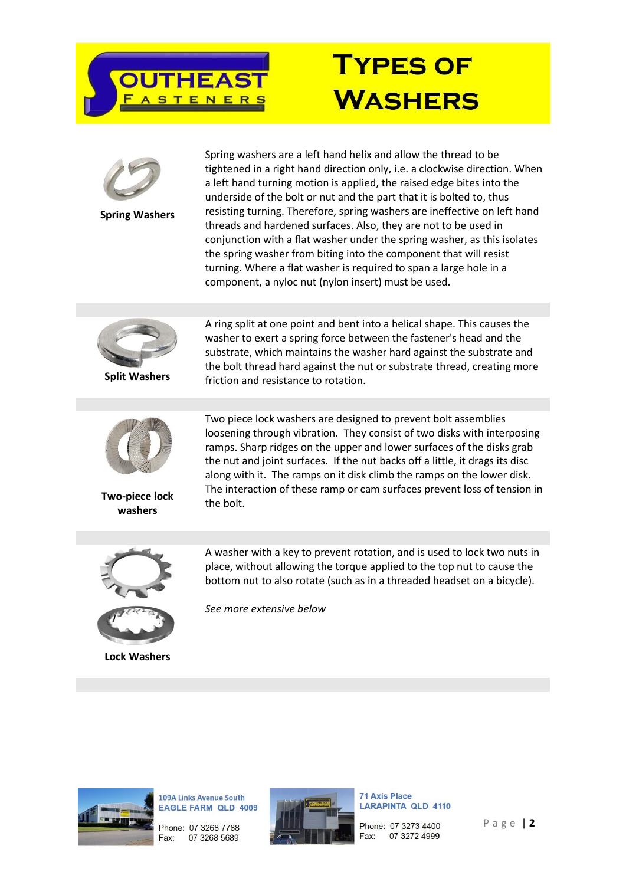# Types of Washers

### Spring Washers

Spring washers are a left hand helix and allow the thread to be tightened in a right hand direction only, i.e. a clockwise direction. When a left hand turning motion is applied, the raised edge bites into the underside of the bolt or nut and the part that it is bolted to, thus resisting turning. Therefore, spring washers are ineffective on left hand threads and hardened surfaces. Also, they are not to be used in conjunction with a flat washer under the spring washer, as this isolates the spring washer from biting into the component that will resist turning. Where a flat washer is required to span a large hole in a component, a nyloc nut (nylon insert) must be used.

### Split Washers

A ring split at one point and bent into a helical shape. This causes the washer to exert a spring force between the fastener's head and the substrate, which maintains the washer hard against the substrate and the bolt thread hard against the nut or substrate thread, creating more friction and resistance to rotation.

### Two-piece lock washers

Two piece lock washers are designed to prevent bolt assemblies loosening through vibration. They consist of two disks with interposing ramps. Sharp ridges on the upper and lower surfaces of the disks grab the nut and joint surfaces. If the nut backs off a little, it drags its disc along with it. The ramps on it disk climb the ramps on the lower disk. The interaction of these ramp or cam surfaces prevent loss of tension in the bolt.

### Lock Washers

A washer with a key to prevent rotation, and is used to lock two nuts in place, without allowing the torque applied to the top nut to cause the bottom nut to also rotate (such as in a threaded headset on a bicycle).

*See more extensive below*

109A Links Avenue South
EAGLE FARM QLD 4009
Phone: 07 3268 7788
Fax: 07 3268 5689

71 Axis Place
LARAPINTA QLD 4110
Phone: 07 3273 4400
Fax: 07 3272 4999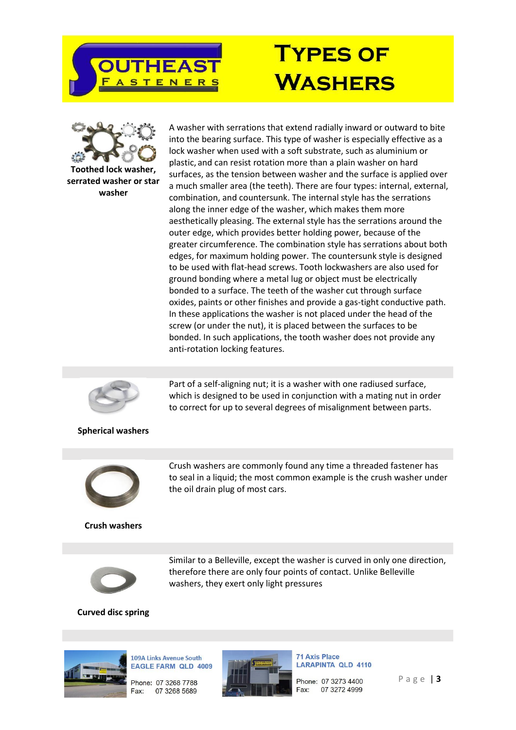# Types of Washers

**Toothed lock washer, serrated washer or star washer**

A washer with serrations that extend radially inward or outward to bite into the bearing surface. This type of washer is especially effective as a lock washer when used with a soft substrate, such as aluminium or plastic, and can resist rotation more than a plain washer on hard surfaces, as the tension between washer and the surface is applied over a much smaller area (the teeth). There are four types: internal, external, combination, and countersunk. The internal style has the serrations along the inner edge of the washer, which makes them more aesthetically pleasing. The external style has the serrations around the outer edge, which provides better holding power, because of the greater circumference. The combination style has serrations about both edges, for maximum holding power. The countersunk style is designed to be used with flat-head screws. Tooth lockwashers are also used for ground bonding where a metal lug or object must be electrically bonded to a surface. The teeth of the washer cut through surface oxides, paints or other finishes and provide a gas-tight conductive path. In these applications the washer is not placed under the head of the screw (or under the nut), it is placed between the surfaces to be bonded. In such applications, the tooth washer does not provide any anti-rotation locking features.

**Spherical washers**

Part of a self-aligning nut; it is a washer with one radiused surface, which is designed to be used in conjunction with a mating nut in order to correct for up to several degrees of misalignment between parts.

**Crush washers**

Crush washers are commonly found any time a threaded fastener has to seal in a liquid; the most common example is the crush washer under the oil drain plug of most cars.

**Curved disc spring**

Similar to a Belleville, except the washer is curved in only one direction, therefore there are only four points of contact. Unlike Belleville washers, they exert only light pressures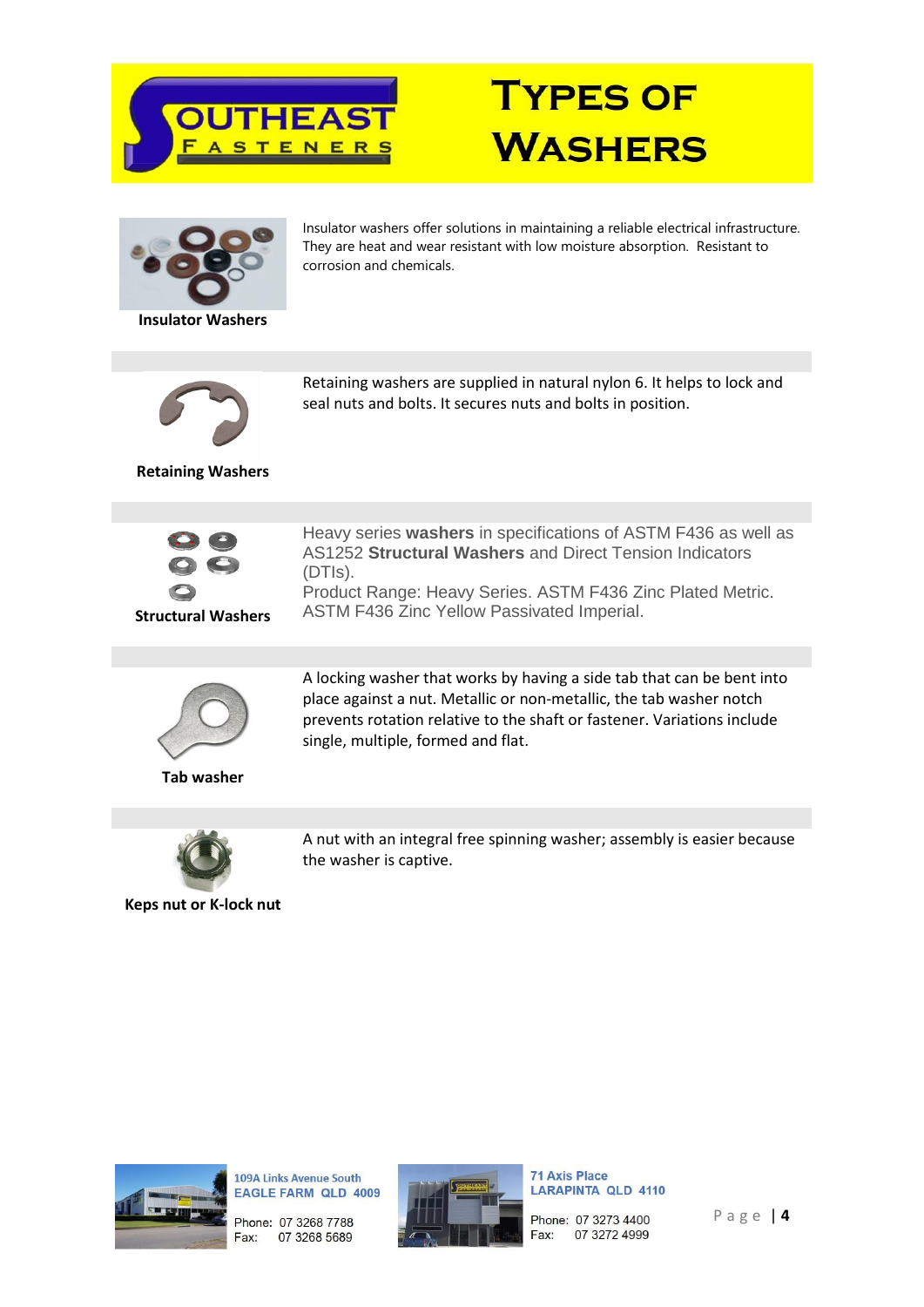# Types of Washers

**Insulator Washers**

Insulator washers offer solutions in maintaining a reliable electrical infrastructure. They are heat and wear resistant with low moisture absorption. Resistant to corrosion and chemicals.

**Retaining Washers**

Retaining washers are supplied in natural nylon 6. It helps to lock and seal nuts and bolts. It secures nuts and bolts in position.

**Structural Washers**

Heavy series **washers** in specifications of ASTM F436 as well as AS1252 **Structural Washers** and Direct Tension Indicators (DTIs).
Product Range: Heavy Series. ASTM F436 Zinc Plated Metric. ASTM F436 Zinc Yellow Passivated Imperial.

**Tab washer**

A locking washer that works by having a side tab that can be bent into place against a nut. Metallic or non-metallic, the tab washer notch prevents rotation relative to the shaft or fastener. Variations include single, multiple, formed and flat.

**Keps nut or K-lock nut**

A nut with an integral free spinning washer; assembly is easier because the washer is captive.

109A Links Avenue South
EAGLE FARM QLD 4009
Phone: 07 3268 7788
Fax: 07 3268 5689

71 Axis Place
LARAPINTA QLD 4110
Phone: 07 3273 4400
Fax: 07 3272 4999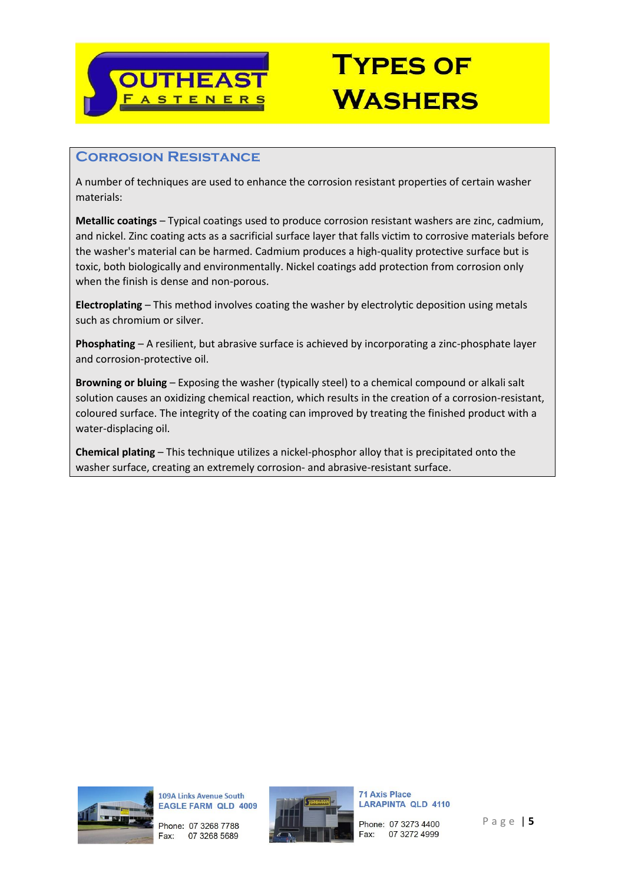## Corrosion Resistance

A number of techniques are used to enhance the corrosion resistant properties of certain washer materials:

**Metallic coatings** – Typical coatings used to produce corrosion resistant washers are zinc, cadmium, and nickel. Zinc coating acts as a sacrificial surface layer that falls victim to corrosive materials before the washer's material can be harmed. Cadmium produces a high-quality protective surface but is toxic, both biologically and environmentally. Nickel coatings add protection from corrosion only when the finish is dense and non-porous.

**Electroplating** – This method involves coating the washer by electrolytic deposition using metals such as chromium or silver.

**Phosphating** – A resilient, but abrasive surface is achieved by incorporating a zinc-phosphate layer and corrosion-protective oil.

**Browning or bluing** – Exposing the washer (typically steel) to a chemical compound or alkali salt solution causes an oxidizing chemical reaction, which results in the creation of a corrosion-resistant, coloured surface. The integrity of the coating can improved by treating the finished product with a water-displacing oil.

**Chemical plating** – This technique utilizes a nickel-phosphor alloy that is precipitated onto the washer surface, creating an extremely corrosion- and abrasive-resistant surface.